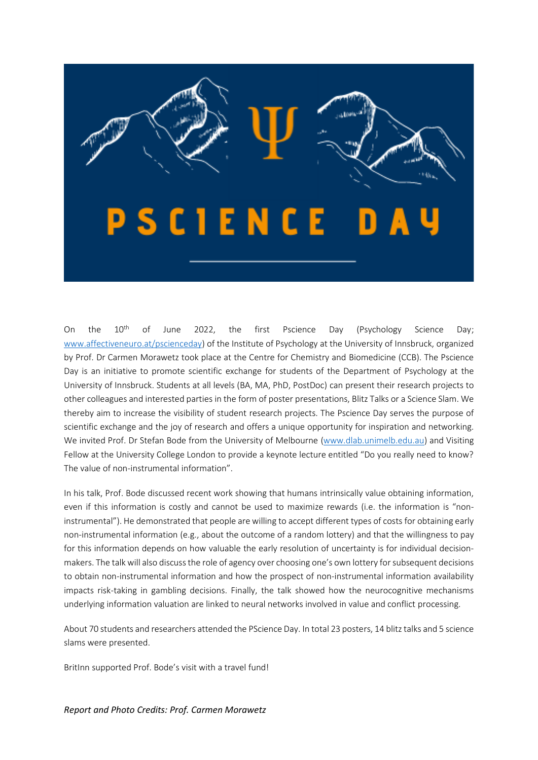# PSCIENCE DAY

On the 10th of June 2022, the first Pscience Day (Psychology Science Day; www.affectiveneuro.at/pscienceday) of the Institute of Psychology at the University of Innsbruck, organized by Prof. Dr Carmen Morawetz took place at the Centre for Chemistry and Biomedicine (CCB). The Pscience Day is an initiative to promote scientific exchange for students of the Department of Psychology at the University of Innsbruck. Students at all levels (BA, MA, PhD, PostDoc) can present their research projects to other colleagues and interested parties in the form of poster presentations, Blitz Talks or a Science Slam. We thereby aim to increase the visibility of student research projects. The Pscience Day serves the purpose of scientific exchange and the joy of research and offers a unique opportunity for inspiration and networking. We invited Prof. Dr Stefan Bode from the University of Melbourne (www.dlab.unimelb.edu.au) and Visiting Fellow at the University College London to provide a keynote lecture entitled "Do you really need to know? The value of non-instrumental information".

In his talk, Prof. Bode discussed recent work showing that humans intrinsically value obtaining information, even if this information is costly and cannot be used to maximize rewards (i.e. the information is "non-instrumental"). He demonstrated that people are willing to accept different types of costs for obtaining early non-instrumental information (e.g., about the outcome of a random lottery) and that the willingness to pay for this information depends on how valuable the early resolution of uncertainty is for individual decision-makers. The talk will also discuss the role of agency over choosing one's own lottery for subsequent decisions to obtain non-instrumental information and how the prospect of non-instrumental information availability impacts risk-taking in gambling decisions. Finally, the talk showed how the neurocognitive mechanisms underlying information valuation are linked to neural networks involved in value and conflict processing.

About 70 students and researchers attended the PScience Day. In total 23 posters, 14 blitz talks and 5 science slams were presented.

BritInn supported Prof. Bode's visit with a travel fund!

*Report and Photo Credits: Prof. Carmen Morawetz*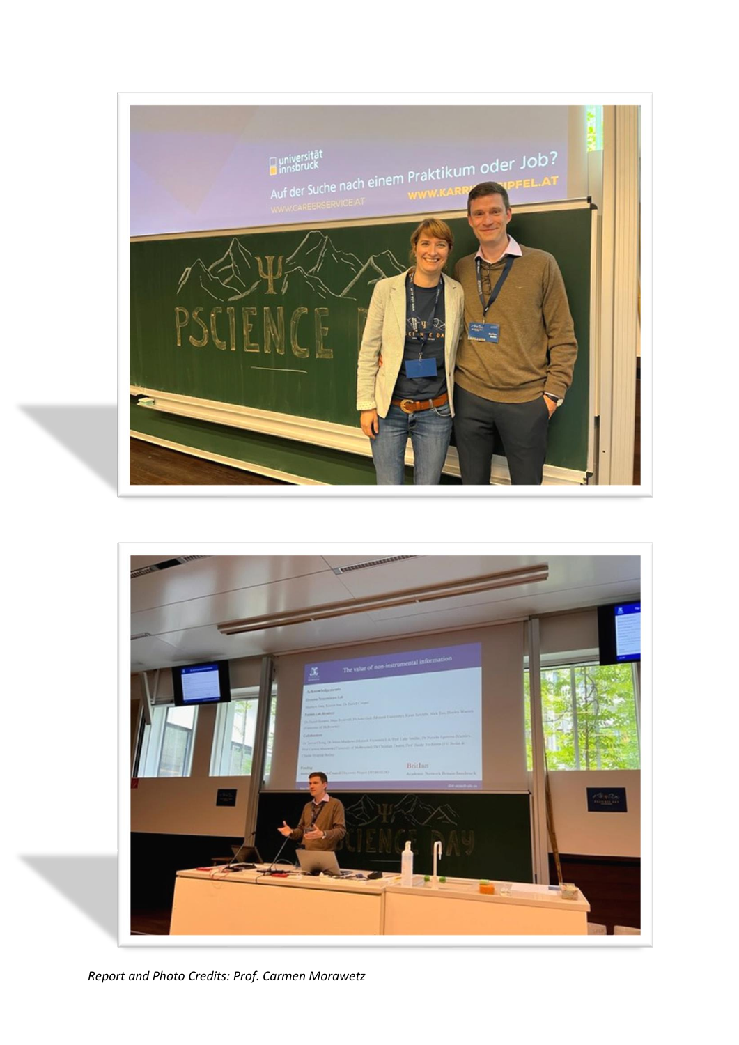*Report and Photo Credits: Prof. Carmen Morawetz*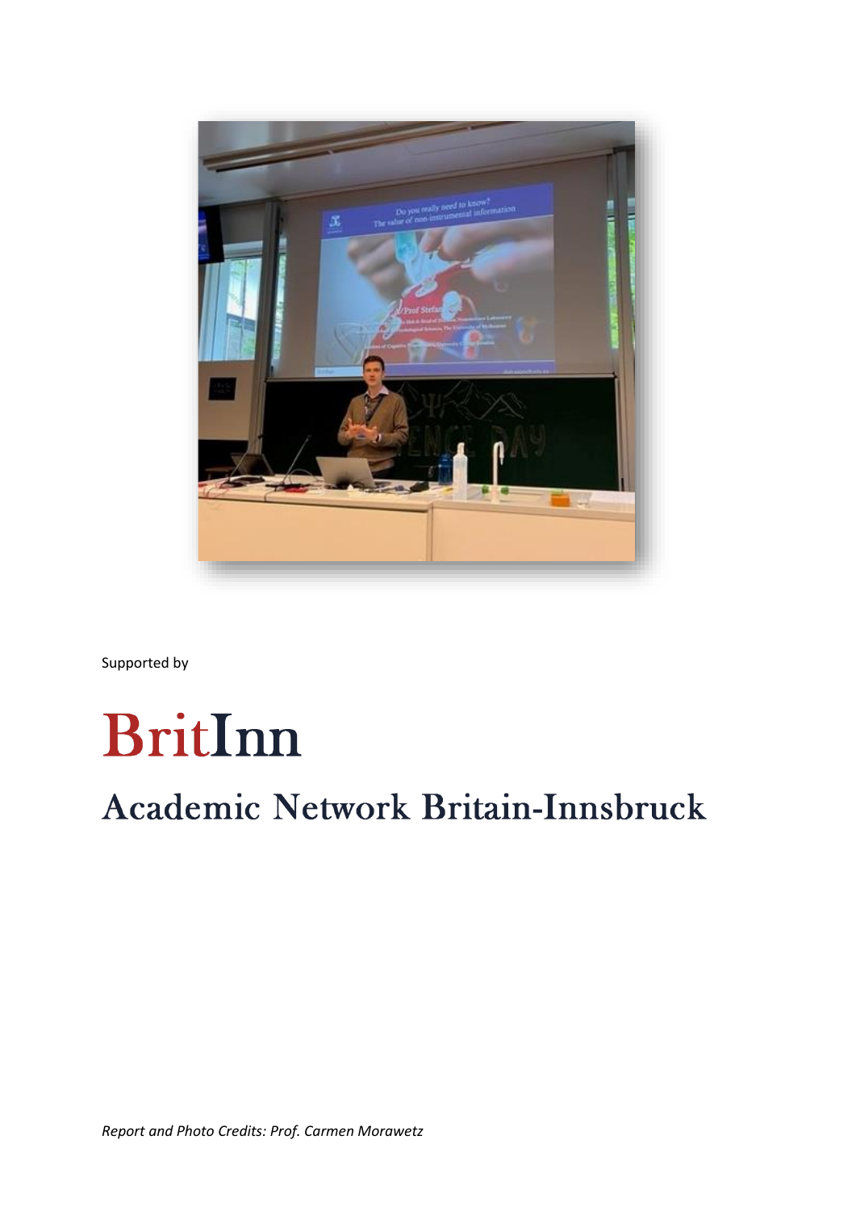Supported by

# BritInn

## Academic Network Britain-Innsbruck

*Report and Photo Credits: Prof. Carmen Morawetz*